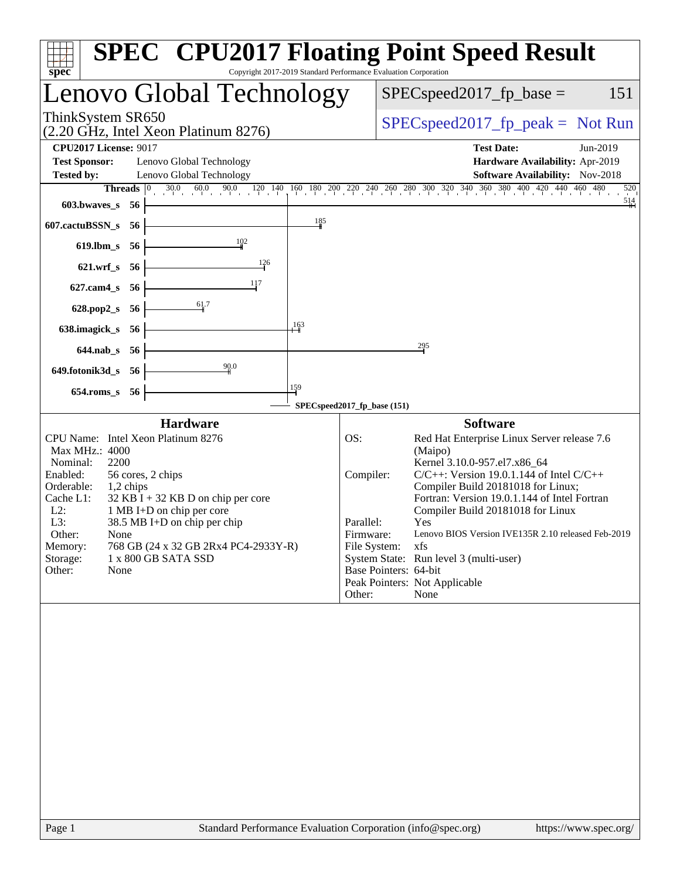# SPEC CPU2017 Floating Point Speed Result

Copyright 2017-2019 Standard Performance Evaluation Corporation

## Lenovo Global Technology

ThinkSystem SR650
(2.20 GHz, Intel Xeon Platinum 8276)

SPECspeed2017_fp_base = 151

SPECspeed2017_fp_peak = Not Run

**CPU2017 License:** 9017
**Test Sponsor:** Lenovo Global Technology
**Tested by:** Lenovo Global Technology

**Test Date:** Jun-2019
**Hardware Availability:** Apr-2019
**Software Availability:** Nov-2018

| Benchmark | Threads | Base |
|---|---|---|
| 603.bwaves_s | 56 | 514 |
| 607.cactuBSSN_s | 56 | 185 |
| 619.lbm_s | 56 | 102 |
| 621.wrf_s | 56 | 126 |
| 627.cam4_s | 56 | 117 |
| 628.pop2_s | 56 | 61.7 |
| 638.imagick_s | 56 | 163 |
| 644.nab_s | 56 | 295 |
| 649.fotonik3d_s | 56 | 90.0 |
| 654.roms_s | 56 | 159 |

SPECspeed2017_fp_base (151)

### Hardware

| | |
|---|---|
| CPU Name: | Intel Xeon Platinum 8276 |
| Max MHz.: | 4000 |
| Nominal: | 2200 |
| Enabled: | 56 cores, 2 chips |
| Orderable: | 1,2 chips |
| Cache L1: | 32 KB I + 32 KB D on chip per core |
| L2: | 1 MB I+D on chip per core |
| L3: | 38.5 MB I+D on chip per chip |
| Other: | None |
| Memory: | 768 GB (24 x 32 GB 2Rx4 PC4-2933Y-R) |
| Storage: | 1 x 800 GB SATA SSD |
| Other: | None |

### Software

| | |
|---|---|
| OS: | Red Hat Enterprise Linux Server release 7.6 (Maipo) Kernel 3.10.0-957.el7.x86_64 |
| Compiler: | C/C++: Version 19.0.1.144 of Intel C/C++ Compiler Build 20181018 for Linux; Fortran: Version 19.0.1.144 of Intel Fortran Compiler Build 20181018 for Linux |
| Parallel: | Yes |
| Firmware: | Lenovo BIOS Version IVE135R 2.10 released Feb-2019 |
| File System: | xfs |
| System State: | Run level 3 (multi-user) |
| Base Pointers: | 64-bit |
| Peak Pointers: | Not Applicable |
| Other: | None |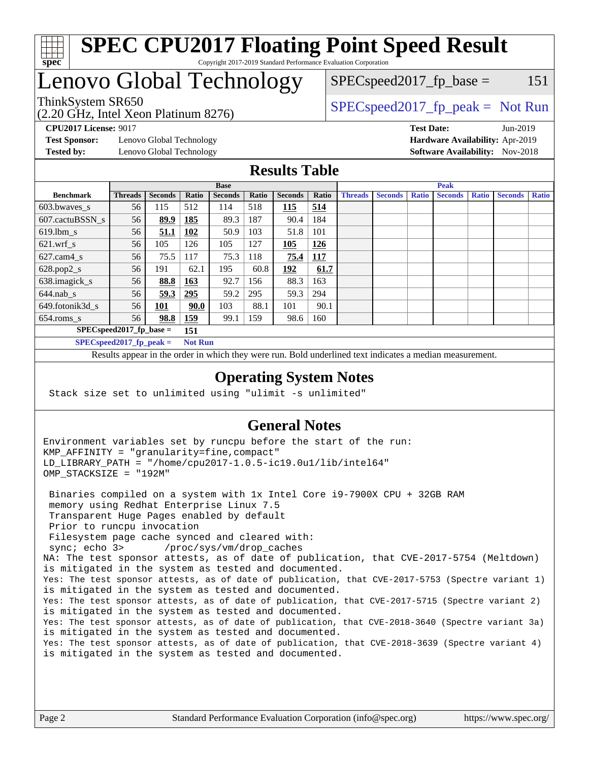# SPEC CPU2017 Floating Point Speed Result

Copyright 2017-2019 Standard Performance Evaluation Corporation

# Lenovo Global Technology

ThinkSystem SR650
(2.20 GHz, Intel Xeon Platinum 8276)

SPECspeed2017_fp_base = 151

SPECspeed2017_fp_peak = Not Run

**CPU2017 License:** 9017
**Test Sponsor:** Lenovo Global Technology
**Tested by:** Lenovo Global Technology

**Test Date:** Jun-2019
**Hardware Availability:** Apr-2019
**Software Availability:** Nov-2018

## Results Table

| Benchmark | Base | | | | | | | Peak | | | | | | |
|---|---|---|---|---|---|---|---|---|---|---|---|---|---|---|
| | Threads | Seconds | Ratio | Seconds | Ratio | Seconds | Ratio | Threads | Seconds | Ratio | Seconds | Ratio | Seconds | Ratio |
| 603.bwaves_s | 56 | 115 | 512 | 114 | 518 | **115** | **514** | | | | | | | |
| 607.cactuBSSN_s | 56 | **89.9** | **185** | 89.3 | 187 | 90.4 | 184 | | | | | | | |
| 619.lbm_s | 56 | **51.1** | **102** | 50.9 | 103 | 51.8 | 101 | | | | | | | |
| 621.wrf_s | 56 | 105 | 126 | 105 | 127 | **105** | **126** | | | | | | | |
| 627.cam4_s | 56 | 75.5 | 117 | 75.3 | 118 | **75.4** | **117** | | | | | | | |
| 628.pop2_s | 56 | 191 | 62.1 | 195 | 60.8 | **192** | **61.7** | | | | | | | |
| 638.imagick_s | 56 | **88.8** | **163** | 92.7 | 156 | 88.3 | 163 | | | | | | | |
| 644.nab_s | 56 | **59.3** | **295** | 59.2 | 295 | 59.3 | 294 | | | | | | | |
| 649.fotonik3d_s | 56 | **101** | **90.0** | 103 | 88.1 | 101 | 90.1 | | | | | | | |
| 654.roms_s | 56 | **98.8** | **159** | 99.1 | 159 | 98.6 | 160 | | | | | | | |

**SPECspeed2017_fp_base = 151**

**SPECspeed2017_fp_peak = Not Run**

Results appear in the order in which they were run. Bold underlined text indicates a median measurement.

## Operating System Notes

```
Stack size set to unlimited using "ulimit -s unlimited"
```

## General Notes

```
Environment variables set by runcpu before the start of the run:
KMP_AFFINITY = "granularity=fine,compact"
LD_LIBRARY_PATH = "/home/cpu2017-1.0.5-ic19.0u1/lib/intel64"
OMP_STACKSIZE = "192M"

 Binaries compiled on a system with 1x Intel Core i9-7900X CPU + 32GB RAM
 memory using Redhat Enterprise Linux 7.5
 Transparent Huge Pages enabled by default
 Prior to runcpu invocation
 Filesystem page cache synced and cleared with:
 sync; echo 3>       /proc/sys/vm/drop_caches
NA: The test sponsor attests, as of date of publication, that CVE-2017-5754 (Meltdown)
is mitigated in the system as tested and documented.
Yes: The test sponsor attests, as of date of publication, that CVE-2017-5753 (Spectre variant 1)
is mitigated in the system as tested and documented.
Yes: The test sponsor attests, as of date of publication, that CVE-2017-5715 (Spectre variant 2)
is mitigated in the system as tested and documented.
Yes: The test sponsor attests, as of date of publication, that CVE-2018-3640 (Spectre variant 3a)
is mitigated in the system as tested and documented.
Yes: The test sponsor attests, as of date of publication, that CVE-2018-3639 (Spectre variant 4)
is mitigated in the system as tested and documented.
```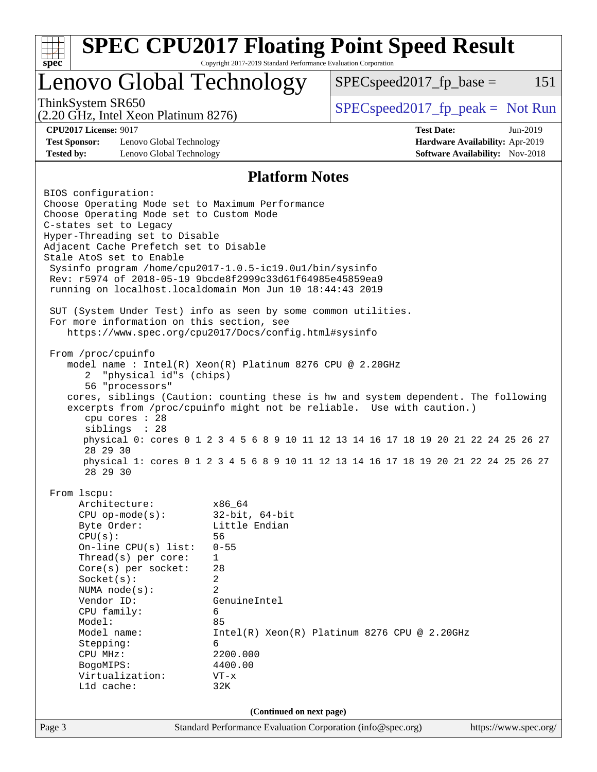# SPEC CPU2017 Floating Point Speed Result

Copyright 2017-2019 Standard Performance Evaluation Corporation

## Lenovo Global Technology

ThinkSystem SR650
(2.20 GHz, Intel Xeon Platinum 8276)

SPECspeed2017_fp_base = 151

SPECspeed2017_fp_peak = Not Run

**CPU2017 License:** 9017
**Test Sponsor:** Lenovo Global Technology
**Tested by:** Lenovo Global Technology

**Test Date:** Jun-2019
**Hardware Availability:** Apr-2019
**Software Availability:** Nov-2018

### Platform Notes

```
BIOS configuration:
Choose Operating Mode set to Maximum Performance
Choose Operating Mode set to Custom Mode
C-states set to Legacy
Hyper-Threading set to Disable
Adjacent Cache Prefetch set to Disable
Stale AtoS set to Enable
 Sysinfo program /home/cpu2017-1.0.5-ic19.0u1/bin/sysinfo
 Rev: r5974 of 2018-05-19 9bcde8f2999c33d61f64985e45859ea9
 running on localhost.localdomain Mon Jun 10 18:44:43 2019

 SUT (System Under Test) info as seen by some common utilities.
 For more information on this section, see
    https://www.spec.org/cpu2017/Docs/config.html#sysinfo

 From /proc/cpuinfo
    model name : Intel(R) Xeon(R) Platinum 8276 CPU @ 2.20GHz
       2  "physical id"s (chips)
       56 "processors"
    cores, siblings (Caution: counting these is hw and system dependent. The following
    excerpts from /proc/cpuinfo might not be reliable.  Use with caution.)
       cpu cores : 28
       siblings  : 28
       physical 0: cores 0 1 2 3 4 5 6 8 9 10 11 12 13 14 16 17 18 19 20 21 22 24 25 26 27
       28 29 30
       physical 1: cores 0 1 2 3 4 5 6 8 9 10 11 12 13 14 16 17 18 19 20 21 22 24 25 26 27
       28 29 30

 From lscpu:
      Architecture:          x86_64
      CPU op-mode(s):        32-bit, 64-bit
      Byte Order:            Little Endian
      CPU(s):                56
      On-line CPU(s) list:   0-55
      Thread(s) per core:    1
      Core(s) per socket:    28
      Socket(s):             2
      NUMA node(s):          2
      Vendor ID:             GenuineIntel
      CPU family:            6
      Model:                 85
      Model name:            Intel(R) Xeon(R) Platinum 8276 CPU @ 2.20GHz
      Stepping:              6
      CPU MHz:               2200.000
      BogoMIPS:              4400.00
      Virtualization:        VT-x
      L1d cache:             32K
```

(Continued on next page)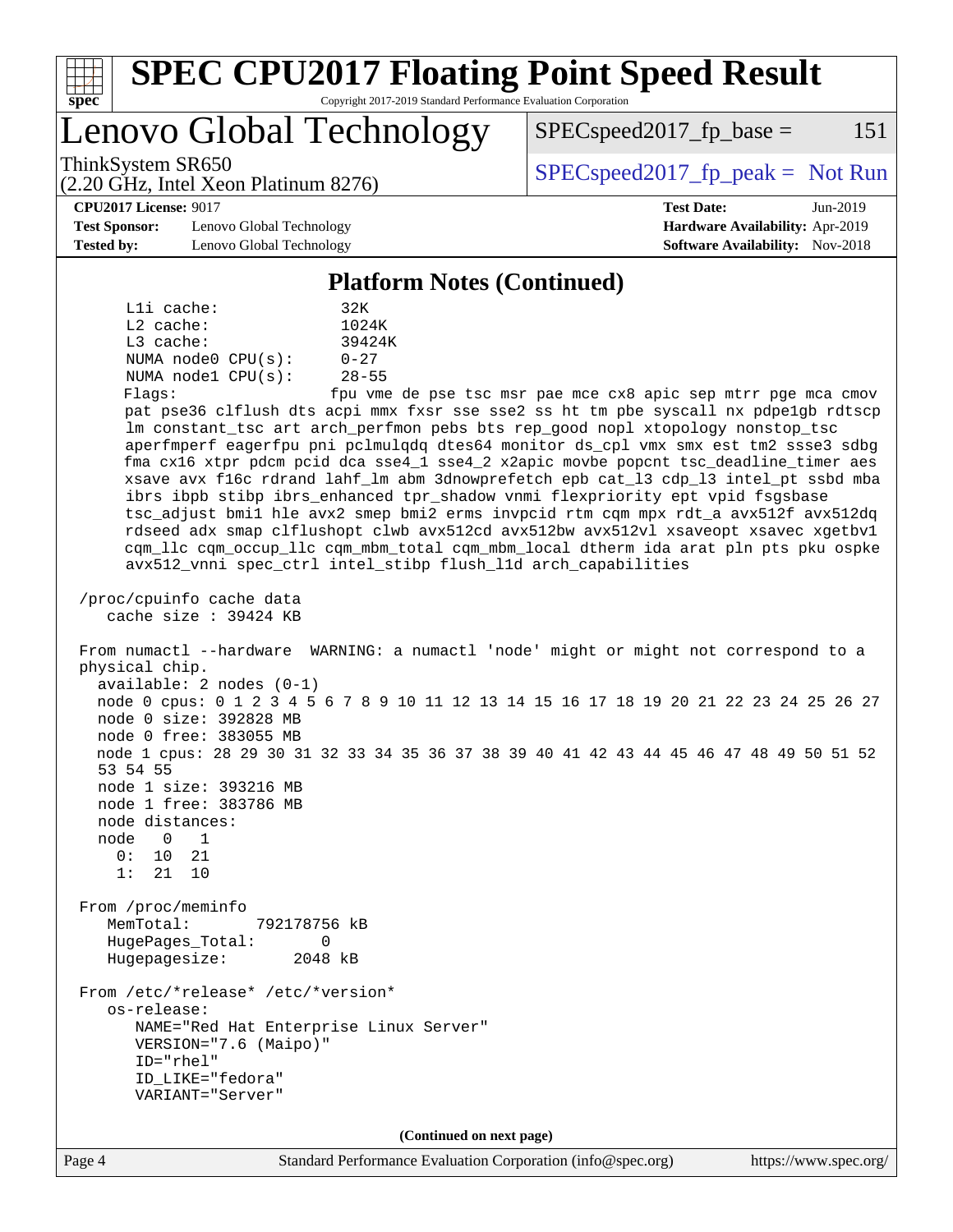## Platform Notes (Continued)

```
     L1i cache:               32K
     L2 cache:                1024K
     L3 cache:                39424K
     NUMA node0 CPU(s):       0-27
     NUMA node1 CPU(s):       28-55
     Flags:                   fpu vme de pse tsc msr pae mce cx8 apic sep mtrr pge mca cmov
     pat pse36 clflush dts acpi mmx fxsr sse sse2 ss ht tm pbe syscall nx pdpe1gb rdtscp
     lm constant_tsc art arch_perfmon pebs bts rep_good nopl xtopology nonstop_tsc
     aperfmperf eagerfpu pni pclmulqdq dtes64 monitor ds_cpl vmx smx est tm2 ssse3 sdbg
     fma cx16 xtpr pdcm pcid dca sse4_1 sse4_2 x2apic movbe popcnt tsc_deadline_timer aes
     xsave avx f16c rdrand lahf_lm abm 3dnowprefetch epb cat_l3 cdp_l3 intel_pt ssbd mba
     ibrs ibpb stibp ibrs_enhanced tpr_shadow vnmi flexpriority ept vpid fsgsbase
     tsc_adjust bmi1 hle avx2 smep bmi2 erms invpcid rtm cqm mpx rdt_a avx512f avx512dq
     rdseed adx smap clflushopt clwb avx512cd avx512bw avx512vl xsaveopt xsavec xgetbv1
     cqm_llc cqm_occup_llc cqm_mbm_total cqm_mbm_local dtherm ida arat pln pts pku ospke
     avx512_vnni spec_ctrl intel_stibp flush_l1d arch_capabilities

 /proc/cpuinfo cache data
    cache size : 39424 KB

 From numactl --hardware  WARNING: a numactl 'node' might or might not correspond to a
 physical chip.
   available: 2 nodes (0-1)
   node 0 cpus: 0 1 2 3 4 5 6 7 8 9 10 11 12 13 14 15 16 17 18 19 20 21 22 23 24 25 26 27
   node 0 size: 392828 MB
   node 0 free: 383055 MB
   node 1 cpus: 28 29 30 31 32 33 34 35 36 37 38 39 40 41 42 43 44 45 46 47 48 49 50 51 52
   53 54 55
   node 1 size: 393216 MB
   node 1 free: 383786 MB
   node distances:
   node   0   1
     0:  10  21
     1:  21  10

 From /proc/meminfo
    MemTotal:       792178756 kB
    HugePages_Total:       0
    Hugepagesize:       2048 kB

 From /etc/*release* /etc/*version*
    os-release:
       NAME="Red Hat Enterprise Linux Server"
       VERSION="7.6 (Maipo)"
       ID="rhel"
       ID_LIKE="fedora"
       VARIANT="Server"
```

(Continued on next page)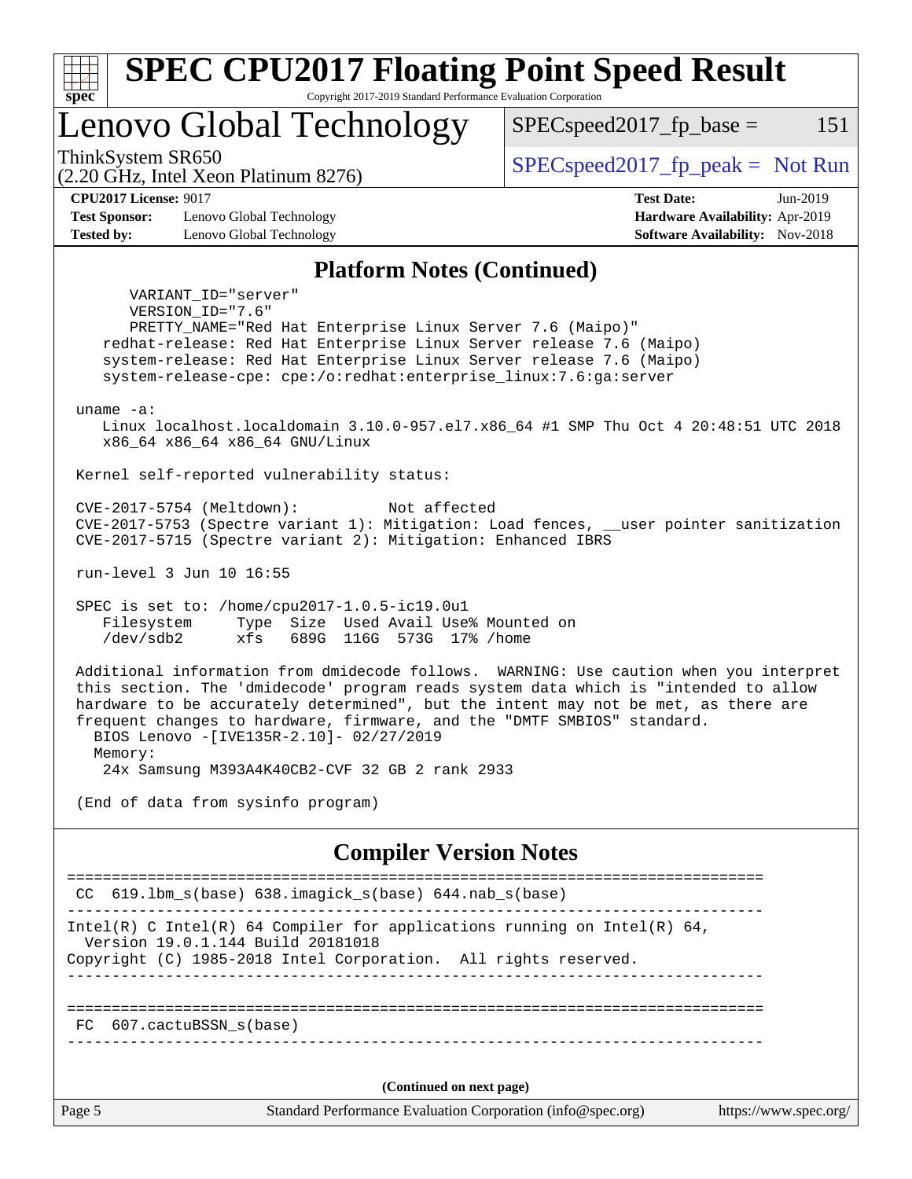## Platform Notes (Continued)

```
      VARIANT_ID="server"
      VERSION_ID="7.6"
      PRETTY_NAME="Red Hat Enterprise Linux Server 7.6 (Maipo)"
   redhat-release: Red Hat Enterprise Linux Server release 7.6 (Maipo)
   system-release: Red Hat Enterprise Linux Server release 7.6 (Maipo)
   system-release-cpe: cpe:/o:redhat:enterprise_linux:7.6:ga:server

uname -a:
   Linux localhost.localdomain 3.10.0-957.el7.x86_64 #1 SMP Thu Oct 4 20:48:51 UTC 2018
   x86_64 x86_64 x86_64 GNU/Linux

Kernel self-reported vulnerability status:

CVE-2017-5754 (Meltdown):          Not affected
CVE-2017-5753 (Spectre variant 1): Mitigation: Load fences, __user pointer sanitization
CVE-2017-5715 (Spectre variant 2): Mitigation: Enhanced IBRS

run-level 3 Jun 10 16:55

SPEC is set to: /home/cpu2017-1.0.5-ic19.0u1
   Filesystem     Type  Size  Used Avail Use% Mounted on
   /dev/sdb2      xfs   689G  116G  573G  17% /home

Additional information from dmidecode follows.  WARNING: Use caution when you interpret
this section. The 'dmidecode' program reads system data which is "intended to allow
hardware to be accurately determined", but the intent may not be met, as there are
frequent changes to hardware, firmware, and the "DMTF SMBIOS" standard.
  BIOS Lenovo -[IVE135R-2.10]- 02/27/2019
  Memory:
   24x Samsung M393A4K40CB2-CVF 32 GB 2 rank 2933

(End of data from sysinfo program)
```

## Compiler Version Notes

```
==============================================================================
 CC  619.lbm_s(base) 638.imagick_s(base) 644.nab_s(base)
------------------------------------------------------------------------------
Intel(R) C Intel(R) 64 Compiler for applications running on Intel(R) 64,
  Version 19.0.1.144 Build 20181018
Copyright (C) 1985-2018 Intel Corporation.  All rights reserved.
------------------------------------------------------------------------------

==============================================================================
 FC  607.cactuBSSN_s(base)
------------------------------------------------------------------------------
```

(Continued on next page)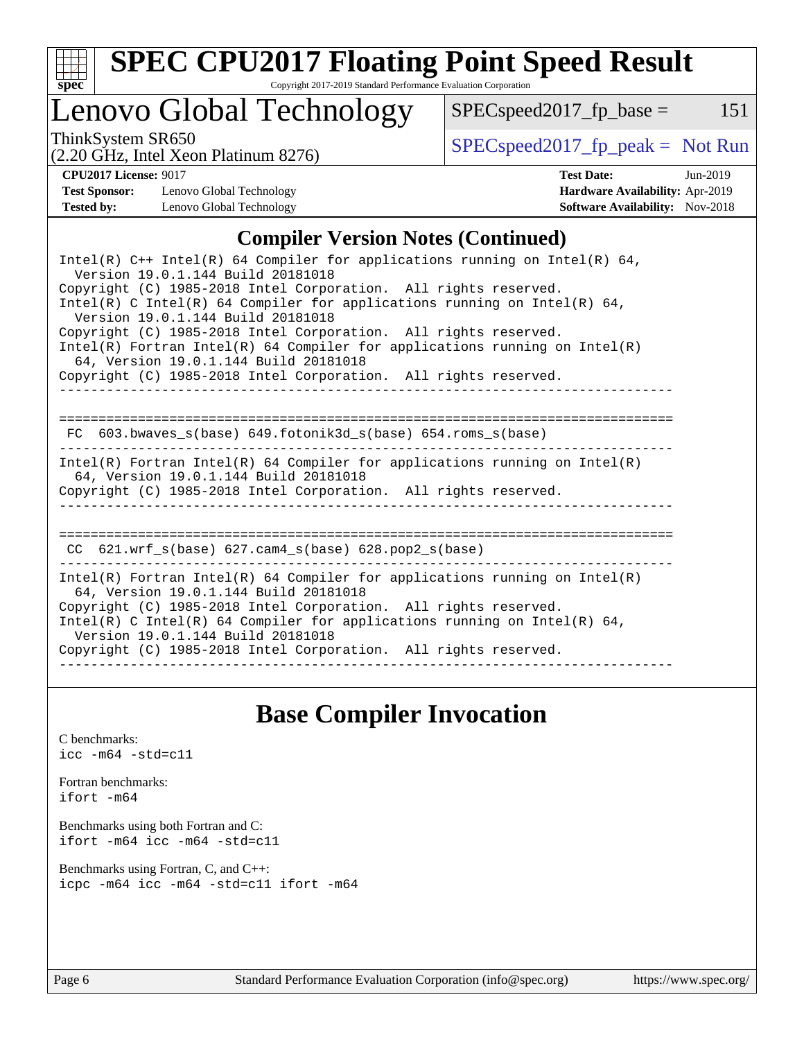## Compiler Version Notes (Continued)

```
Intel(R) C++ Intel(R) 64 Compiler for applications running on Intel(R) 64,
  Version 19.0.1.144 Build 20181018
Copyright (C) 1985-2018 Intel Corporation.  All rights reserved.
Intel(R) C Intel(R) 64 Compiler for applications running on Intel(R) 64,
  Version 19.0.1.144 Build 20181018
Copyright (C) 1985-2018 Intel Corporation.  All rights reserved.
Intel(R) Fortran Intel(R) 64 Compiler for applications running on Intel(R)
  64, Version 19.0.1.144 Build 20181018
Copyright (C) 1985-2018 Intel Corporation.  All rights reserved.
------------------------------------------------------------------------------

==============================================================================
 FC  603.bwaves_s(base) 649.fotonik3d_s(base) 654.roms_s(base)
------------------------------------------------------------------------------
Intel(R) Fortran Intel(R) 64 Compiler for applications running on Intel(R)
  64, Version 19.0.1.144 Build 20181018
Copyright (C) 1985-2018 Intel Corporation.  All rights reserved.
------------------------------------------------------------------------------

==============================================================================
 CC  621.wrf_s(base) 627.cam4_s(base) 628.pop2_s(base)
------------------------------------------------------------------------------
Intel(R) Fortran Intel(R) 64 Compiler for applications running on Intel(R)
  64, Version 19.0.1.144 Build 20181018
Copyright (C) 1985-2018 Intel Corporation.  All rights reserved.
Intel(R) C Intel(R) 64 Compiler for applications running on Intel(R) 64,
  Version 19.0.1.144 Build 20181018
Copyright (C) 1985-2018 Intel Corporation.  All rights reserved.
------------------------------------------------------------------------------
```

## Base Compiler Invocation

C benchmarks:
`icc -m64 -std=c11`

Fortran benchmarks:
`ifort -m64`

Benchmarks using both Fortran and C:
`ifort -m64 icc -m64 -std=c11`

Benchmarks using Fortran, C, and C++:
`icpc -m64 icc -m64 -std=c11 ifort -m64`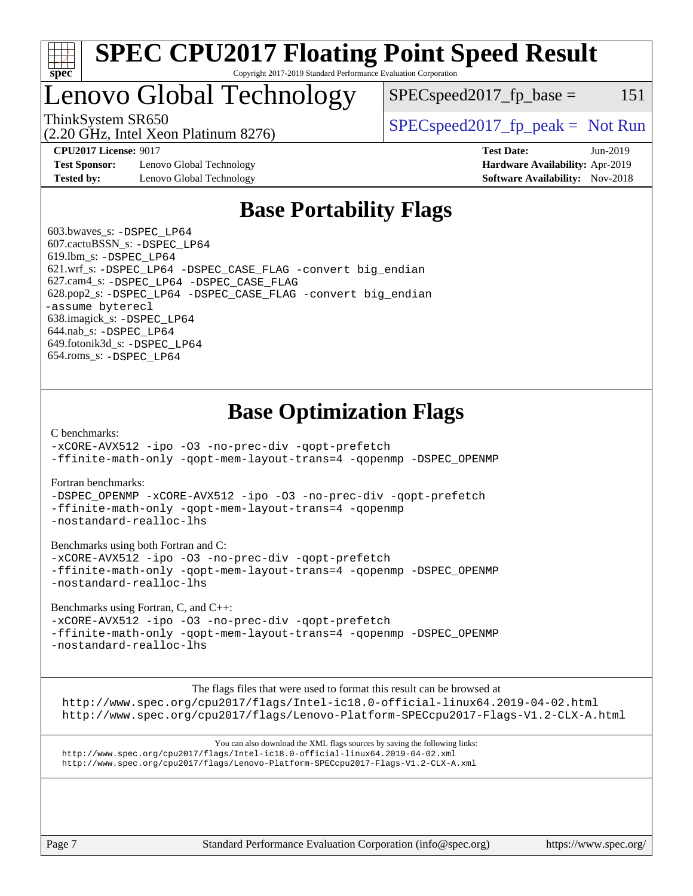# Base Portability Flags

603.bwaves_s: `-DSPEC_LP64`
607.cactuBSSN_s: `-DSPEC_LP64`
619.lbm_s: `-DSPEC_LP64`
621.wrf_s: `-DSPEC_LP64 -DSPEC_CASE_FLAG -convert big_endian`
627.cam4_s: `-DSPEC_LP64 -DSPEC_CASE_FLAG`
628.pop2_s: `-DSPEC_LP64 -DSPEC_CASE_FLAG -convert big_endian -assume byterecl`
638.imagick_s: `-DSPEC_LP64`
644.nab_s: `-DSPEC_LP64`
649.fotonik3d_s: `-DSPEC_LP64`
654.roms_s: `-DSPEC_LP64`

# Base Optimization Flags

C benchmarks:

```
-xCORE-AVX512 -ipo -O3 -no-prec-div -qopt-prefetch
-ffinite-math-only -qopt-mem-layout-trans=4 -qopenmp -DSPEC_OPENMP
```

Fortran benchmarks:

```
-DSPEC_OPENMP -xCORE-AVX512 -ipo -O3 -no-prec-div -qopt-prefetch
-ffinite-math-only -qopt-mem-layout-trans=4 -qopenmp
-nostandard-realloc-lhs
```

Benchmarks using both Fortran and C:

```
-xCORE-AVX512 -ipo -O3 -no-prec-div -qopt-prefetch
-ffinite-math-only -qopt-mem-layout-trans=4 -qopenmp -DSPEC_OPENMP
-nostandard-realloc-lhs
```

Benchmarks using Fortran, C, and C++:

```
-xCORE-AVX512 -ipo -O3 -no-prec-div -qopt-prefetch
-ffinite-math-only -qopt-mem-layout-trans=4 -qopenmp -DSPEC_OPENMP
-nostandard-realloc-lhs
```

The flags files that were used to format this result can be browsed at

http://www.spec.org/cpu2017/flags/Intel-ic18.0-official-linux64.2019-04-02.html
http://www.spec.org/cpu2017/flags/Lenovo-Platform-SPECcpu2017-Flags-V1.2-CLX-A.html

You can also download the XML flags sources by saving the following links:

http://www.spec.org/cpu2017/flags/Intel-ic18.0-official-linux64.2019-04-02.xml
http://www.spec.org/cpu2017/flags/Lenovo-Platform-SPECcpu2017-Flags-V1.2-CLX-A.xml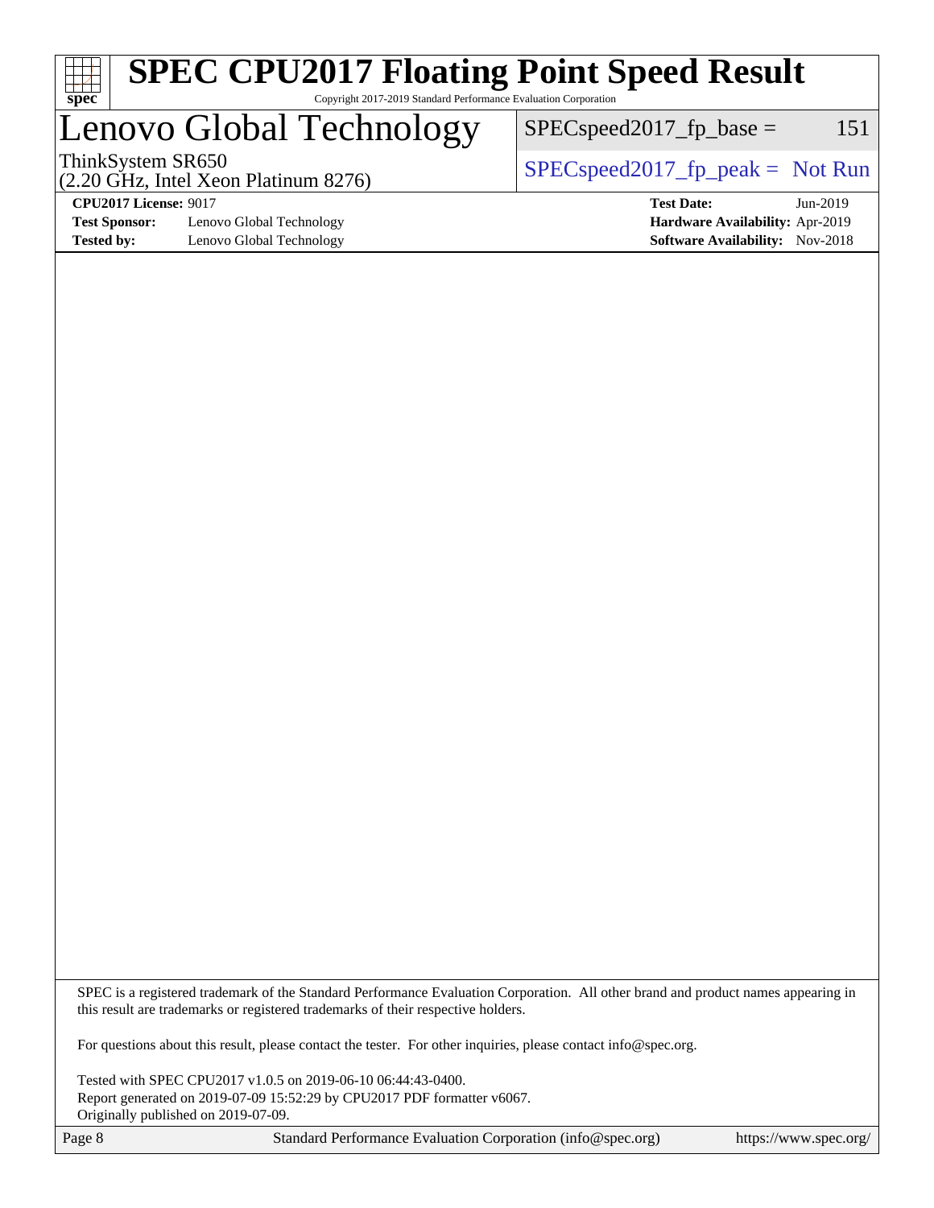SPEC is a registered trademark of the Standard Performance Evaluation Corporation. All other brand and product names appearing in this result are trademarks or registered trademarks of their respective holders.

For questions about this result, please contact the tester. For other inquiries, please contact info@spec.org.

Tested with SPEC CPU2017 v1.0.5 on 2019-06-10 06:44:43-0400.
Report generated on 2019-07-09 15:52:29 by CPU2017 PDF formatter v6067.
Originally published on 2019-07-09.